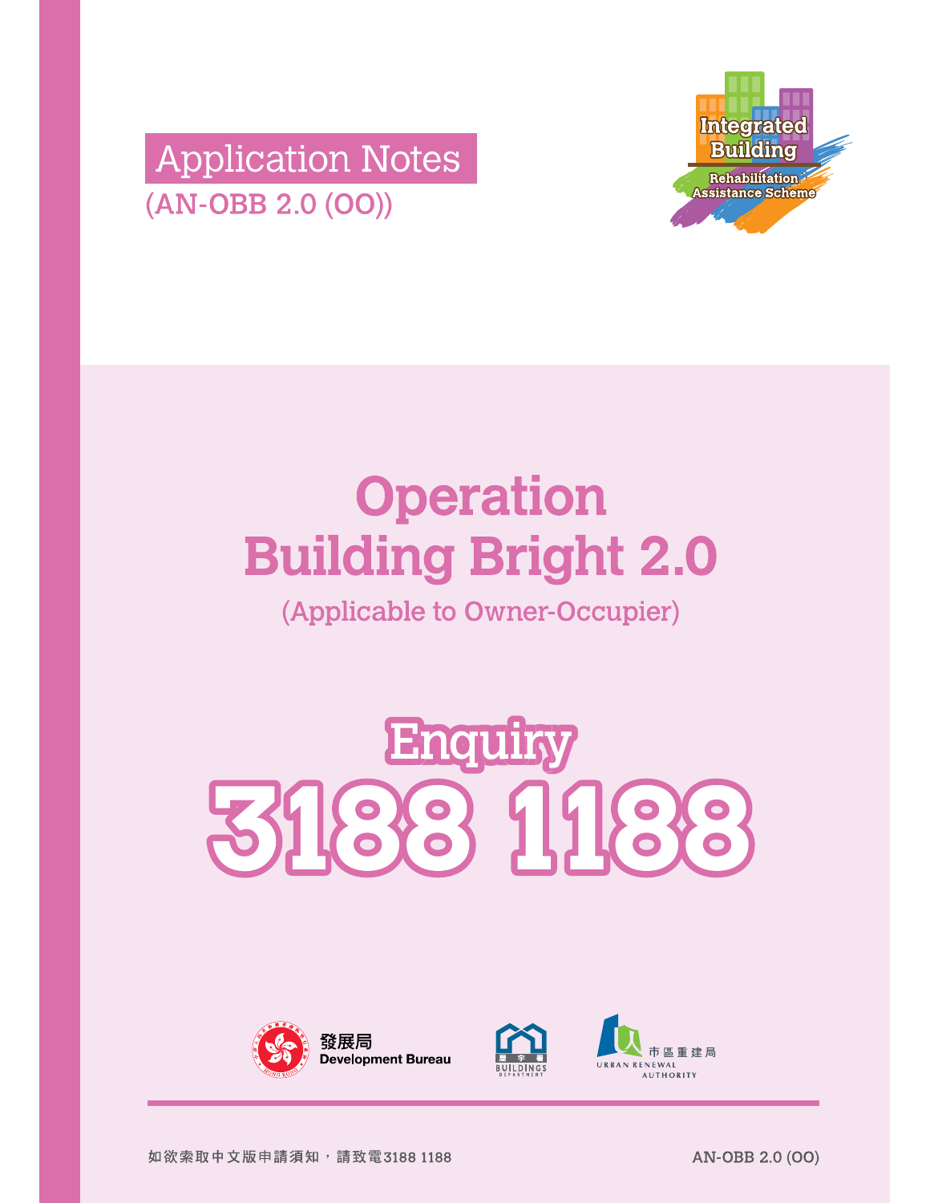Application Notes
(AN-OBB 2.0 (OO))

Integrated Building Rehabilitation Assistance Scheme

# Operation Building Bright 2.0

(Applicable to Owner-Occupier)

## Enquiry 3188 1188

發展局 Development Bureau

屋宇署 BUILDINGS DEPARTMENT

市區重建局 URBAN RENEWAL AUTHORITY

如欲索取中文版申請須知，請致電3188 1188

AN-OBB 2.0 (OO)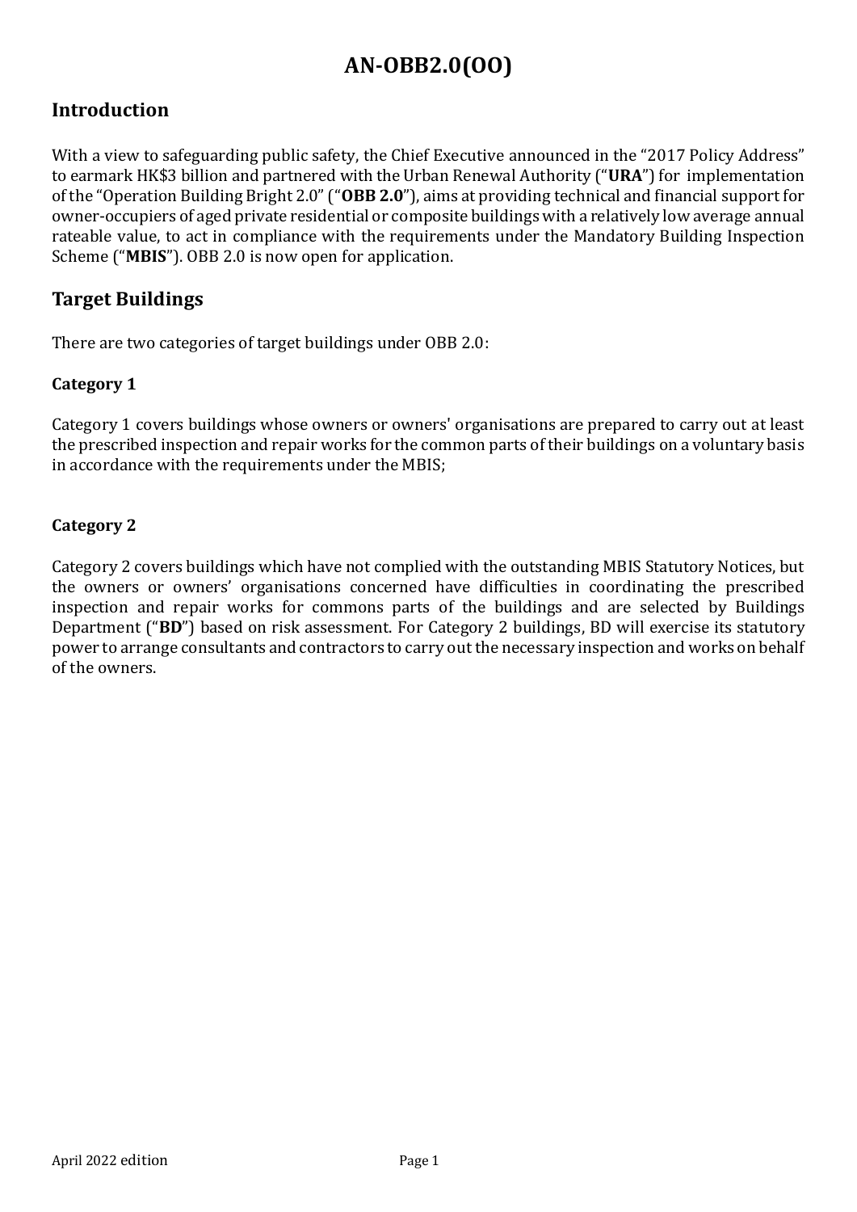# AN-OBB2.0(OO)

## Introduction

With a view to safeguarding public safety, the Chief Executive announced in the "2017 Policy Address" to earmark HK$3 billion and partnered with the Urban Renewal Authority ("**URA**") for implementation of the "Operation Building Bright 2.0" ("**OBB 2.0**"), aims at providing technical and financial support for owner-occupiers of aged private residential or composite buildings with a relatively low average annual rateable value, to act in compliance with the requirements under the Mandatory Building Inspection Scheme ("**MBIS**"). OBB 2.0 is now open for application.

## Target Buildings

There are two categories of target buildings under OBB 2.0:

### Category 1

Category 1 covers buildings whose owners or owners' organisations are prepared to carry out at least the prescribed inspection and repair works for the common parts of their buildings on a voluntary basis in accordance with the requirements under the MBIS;

### Category 2

Category 2 covers buildings which have not complied with the outstanding MBIS Statutory Notices, but the owners or owners' organisations concerned have difficulties in coordinating the prescribed inspection and repair works for commons parts of the buildings and are selected by Buildings Department ("**BD**") based on risk assessment. For Category 2 buildings, BD will exercise its statutory power to arrange consultants and contractors to carry out the necessary inspection and works on behalf of the owners.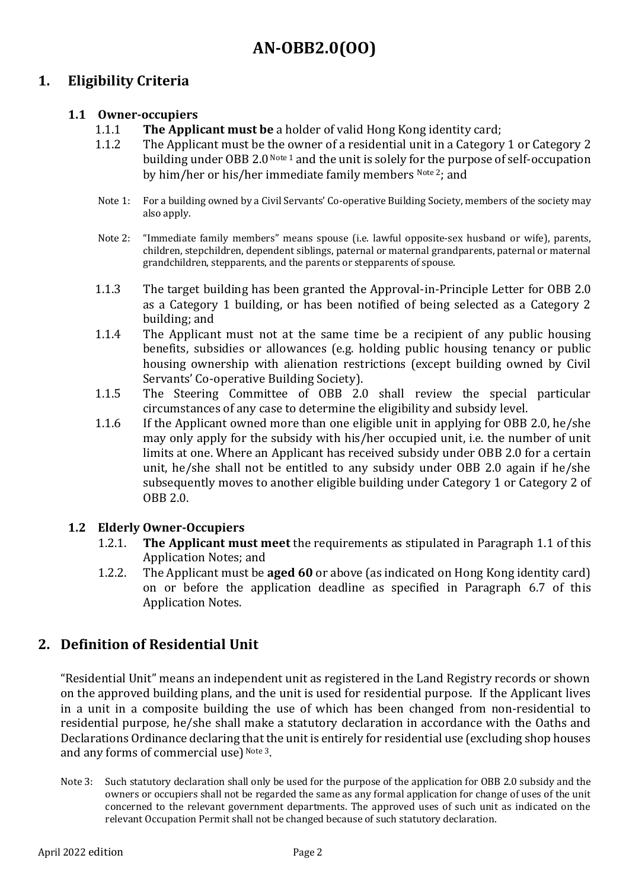# AN-OBB2.0(OO)

## 1. Eligibility Criteria

### 1.1 Owner-occupiers

1.1.1 **The Applicant must be** a holder of valid Hong Kong identity card;

1.1.2 The Applicant must be the owner of a residential unit in a Category 1 or Category 2 building under OBB 2.0 [Note 1] and the unit is solely for the purpose of self-occupation by him/her or his/her immediate family members [Note 2]; and

Note 1: For a building owned by a Civil Servants' Co-operative Building Society, members of the society may also apply.

Note 2: "Immediate family members" means spouse (i.e. lawful opposite-sex husband or wife), parents, children, stepchildren, dependent siblings, paternal or maternal grandparents, paternal or maternal grandchildren, stepparents, and the parents or stepparents of spouse.

1.1.3 The target building has been granted the Approval-in-Principle Letter for OBB 2.0 as a Category 1 building, or has been notified of being selected as a Category 2 building; and

1.1.4 The Applicant must not at the same time be a recipient of any public housing benefits, subsidies or allowances (e.g. holding public housing tenancy or public housing ownership with alienation restrictions (except building owned by Civil Servants' Co-operative Building Society).

1.1.5 The Steering Committee of OBB 2.0 shall review the special particular circumstances of any case to determine the eligibility and subsidy level.

1.1.6 If the Applicant owned more than one eligible unit in applying for OBB 2.0, he/she may only apply for the subsidy with his/her occupied unit, i.e. the number of unit limits at one. Where an Applicant has received subsidy under OBB 2.0 for a certain unit, he/she shall not be entitled to any subsidy under OBB 2.0 again if he/she subsequently moves to another eligible building under Category 1 or Category 2 of OBB 2.0.

### 1.2 Elderly Owner-Occupiers

1.2.1. **The Applicant must meet** the requirements as stipulated in Paragraph 1.1 of this Application Notes; and

1.2.2. The Applicant must be **aged 60** or above (as indicated on Hong Kong identity card) on or before the application deadline as specified in Paragraph 6.7 of this Application Notes.

## 2. Definition of Residential Unit

"Residential Unit" means an independent unit as registered in the Land Registry records or shown on the approved building plans, and the unit is used for residential purpose. If the Applicant lives in a unit in a composite building the use of which has been changed from non-residential to residential purpose, he/she shall make a statutory declaration in accordance with the Oaths and Declarations Ordinance declaring that the unit is entirely for residential use (excluding shop houses and any forms of commercial use) [Note 3].

Note 3: Such statutory declaration shall only be used for the purpose of the application for OBB 2.0 subsidy and the owners or occupiers shall not be regarded the same as any formal application for change of uses of the unit concerned to the relevant government departments. The approved uses of such unit as indicated on the relevant Occupation Permit shall not be changed because of such statutory declaration.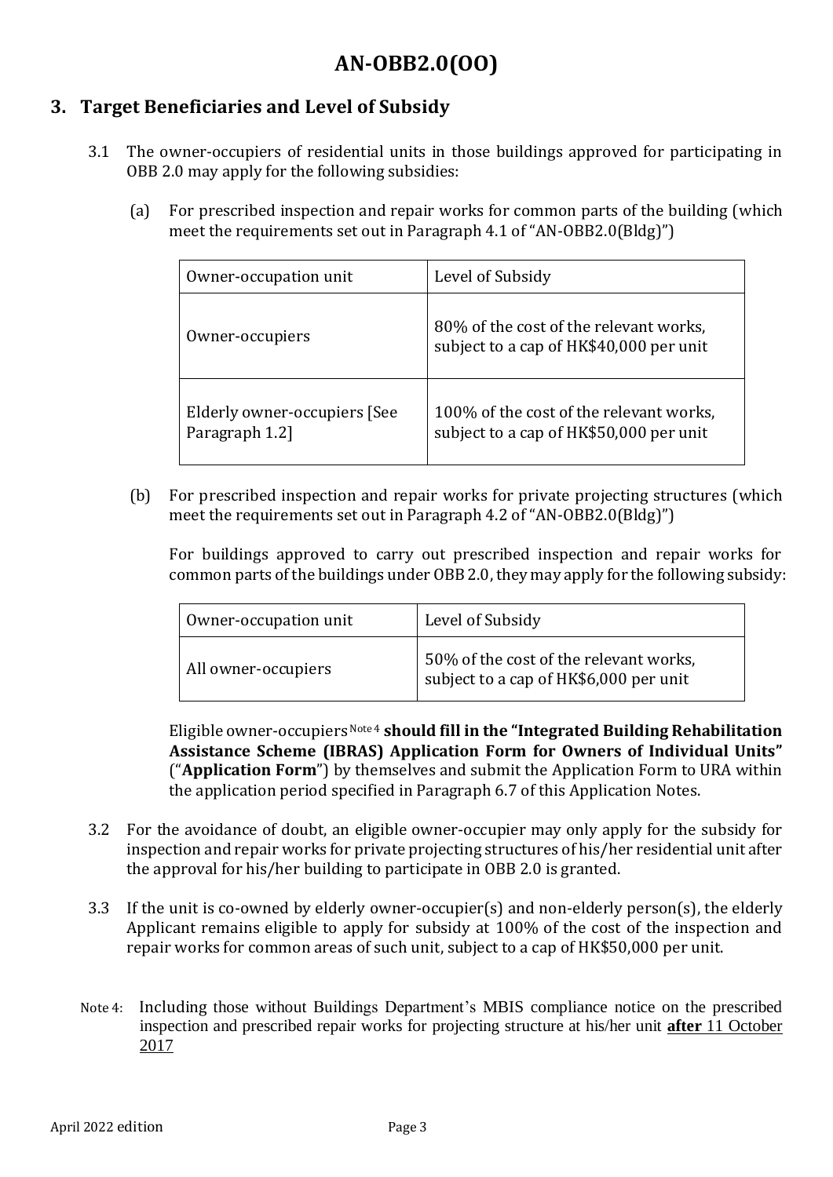## 3. Target Beneficiaries and Level of Subsidy

3.1 The owner-occupiers of residential units in those buildings approved for participating in OBB 2.0 may apply for the following subsidies:

(a) For prescribed inspection and repair works for common parts of the building (which meet the requirements set out in Paragraph 4.1 of "AN-OBB2.0(Bldg)")

| Owner-occupation unit | Level of Subsidy |
| --- | --- |
| Owner-occupiers | 80% of the cost of the relevant works, subject to a cap of HK$40,000 per unit |
| Elderly owner-occupiers [See Paragraph 1.2] | 100% of the cost of the relevant works, subject to a cap of HK$50,000 per unit |

(b) For prescribed inspection and repair works for private projecting structures (which meet the requirements set out in Paragraph 4.2 of "AN-OBB2.0(Bldg)")

For buildings approved to carry out prescribed inspection and repair works for common parts of the buildings under OBB 2.0, they may apply for the following subsidy:

| Owner-occupation unit | Level of Subsidy |
| --- | --- |
| All owner-occupiers | 50% of the cost of the relevant works, subject to a cap of HK$6,000 per unit |

Eligible owner-occupiers [Note 4] **should fill in the "Integrated Building Rehabilitation Assistance Scheme (IBRAS) Application Form for Owners of Individual Units"** ("**Application Form**") by themselves and submit the Application Form to URA within the application period specified in Paragraph 6.7 of this Application Notes.

3.2 For the avoidance of doubt, an eligible owner-occupier may only apply for the subsidy for inspection and repair works for private projecting structures of his/her residential unit after the approval for his/her building to participate in OBB 2.0 is granted.

3.3 If the unit is co-owned by elderly owner-occupier(s) and non-elderly person(s), the elderly Applicant remains eligible to apply for subsidy at 100% of the cost of the inspection and repair works for common areas of such unit, subject to a cap of HK$50,000 per unit.

Note 4: Including those without Buildings Department's MBIS compliance notice on the prescribed inspection and prescribed repair works for projecting structure at his/her unit **after** 11 October 2017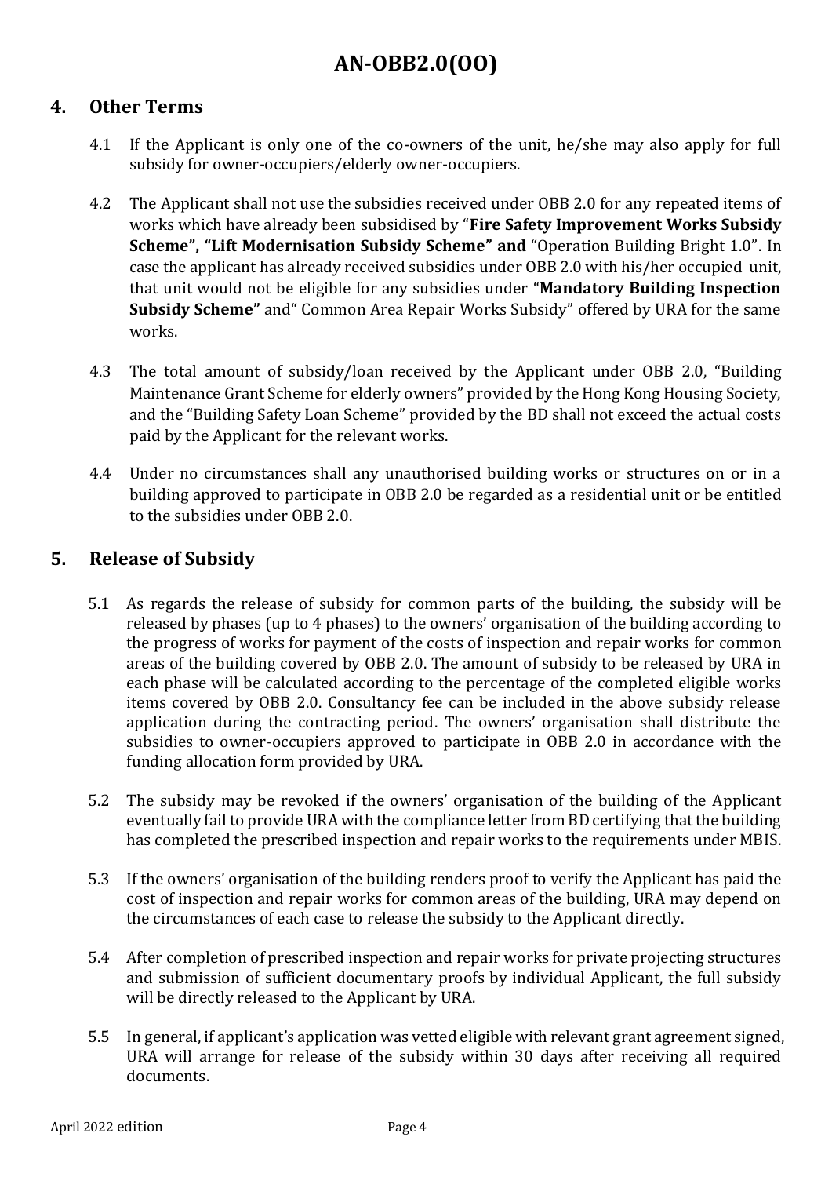## 4. Other Terms

4.1 If the Applicant is only one of the co-owners of the unit, he/she may also apply for full subsidy for owner-occupiers/elderly owner-occupiers.

4.2 The Applicant shall not use the subsidies received under OBB 2.0 for any repeated items of works which have already been subsidised by "**Fire Safety Improvement Works Subsidy Scheme", "Lift Modernisation Subsidy Scheme" and** "Operation Building Bright 1.0". In case the applicant has already received subsidies under OBB 2.0 with his/her occupied unit, that unit would not be eligible for any subsidies under "**Mandatory Building Inspection Subsidy Scheme"** and" Common Area Repair Works Subsidy" offered by URA for the same works.

4.3 The total amount of subsidy/loan received by the Applicant under OBB 2.0, "Building Maintenance Grant Scheme for elderly owners" provided by the Hong Kong Housing Society, and the "Building Safety Loan Scheme" provided by the BD shall not exceed the actual costs paid by the Applicant for the relevant works.

4.4 Under no circumstances shall any unauthorised building works or structures on or in a building approved to participate in OBB 2.0 be regarded as a residential unit or be entitled to the subsidies under OBB 2.0.

## 5. Release of Subsidy

5.1 As regards the release of subsidy for common parts of the building, the subsidy will be released by phases (up to 4 phases) to the owners' organisation of the building according to the progress of works for payment of the costs of inspection and repair works for common areas of the building covered by OBB 2.0. The amount of subsidy to be released by URA in each phase will be calculated according to the percentage of the completed eligible works items covered by OBB 2.0. Consultancy fee can be included in the above subsidy release application during the contracting period. The owners' organisation shall distribute the subsidies to owner-occupiers approved to participate in OBB 2.0 in accordance with the funding allocation form provided by URA.

5.2 The subsidy may be revoked if the owners' organisation of the building of the Applicant eventually fail to provide URA with the compliance letter from BD certifying that the building has completed the prescribed inspection and repair works to the requirements under MBIS.

5.3 If the owners' organisation of the building renders proof to verify the Applicant has paid the cost of inspection and repair works for common areas of the building, URA may depend on the circumstances of each case to release the subsidy to the Applicant directly.

5.4 After completion of prescribed inspection and repair works for private projecting structures and submission of sufficient documentary proofs by individual Applicant, the full subsidy will be directly released to the Applicant by URA.

5.5 In general, if applicant's application was vetted eligible with relevant grant agreement signed, URA will arrange for release of the subsidy within 30 days after receiving all required documents.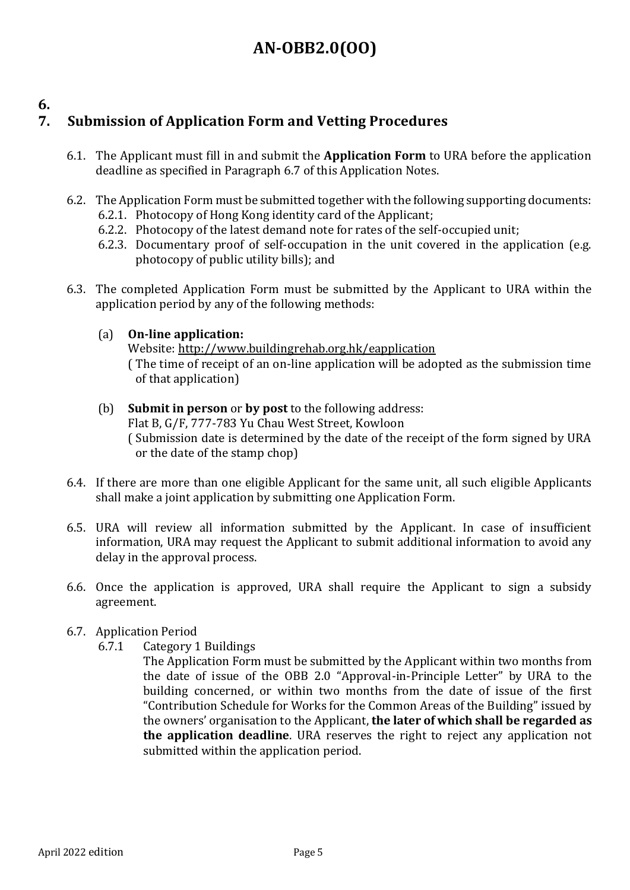# 6.

# 7. Submission of Application Form and Vetting Procedures

6.1. The Applicant must fill in and submit the **Application Form** to URA before the application deadline as specified in Paragraph 6.7 of this Application Notes.

6.2. The Application Form must be submitted together with the following supporting documents:

6.2.1. Photocopy of Hong Kong identity card of the Applicant;

6.2.2. Photocopy of the latest demand note for rates of the self-occupied unit;

6.2.3. Documentary proof of self-occupation in the unit covered in the application (e.g. photocopy of public utility bills); and

6.3. The completed Application Form must be submitted by the Applicant to URA within the application period by any of the following methods:

(a) **On-line application:**
Website: http://www.buildingrehab.org.hk/eapplication
( The time of receipt of an on-line application will be adopted as the submission time of that application)

(b) **Submit in person** or **by post** to the following address:
Flat B, G/F, 777-783 Yu Chau West Street, Kowloon
( Submission date is determined by the date of the receipt of the form signed by URA or the date of the stamp chop)

6.4. If there are more than one eligible Applicant for the same unit, all such eligible Applicants shall make a joint application by submitting one Application Form.

6.5. URA will review all information submitted by the Applicant. In case of insufficient information, URA may request the Applicant to submit additional information to avoid any delay in the approval process.

6.6. Once the application is approved, URA shall require the Applicant to sign a subsidy agreement.

6.7. Application Period

6.7.1 Category 1 Buildings

The Application Form must be submitted by the Applicant within two months from the date of issue of the OBB 2.0 "Approval-in-Principle Letter" by URA to the building concerned, or within two months from the date of issue of the first "Contribution Schedule for Works for the Common Areas of the Building" issued by the owners' organisation to the Applicant, **the later of which shall be regarded as the application deadline**. URA reserves the right to reject any application not submitted within the application period.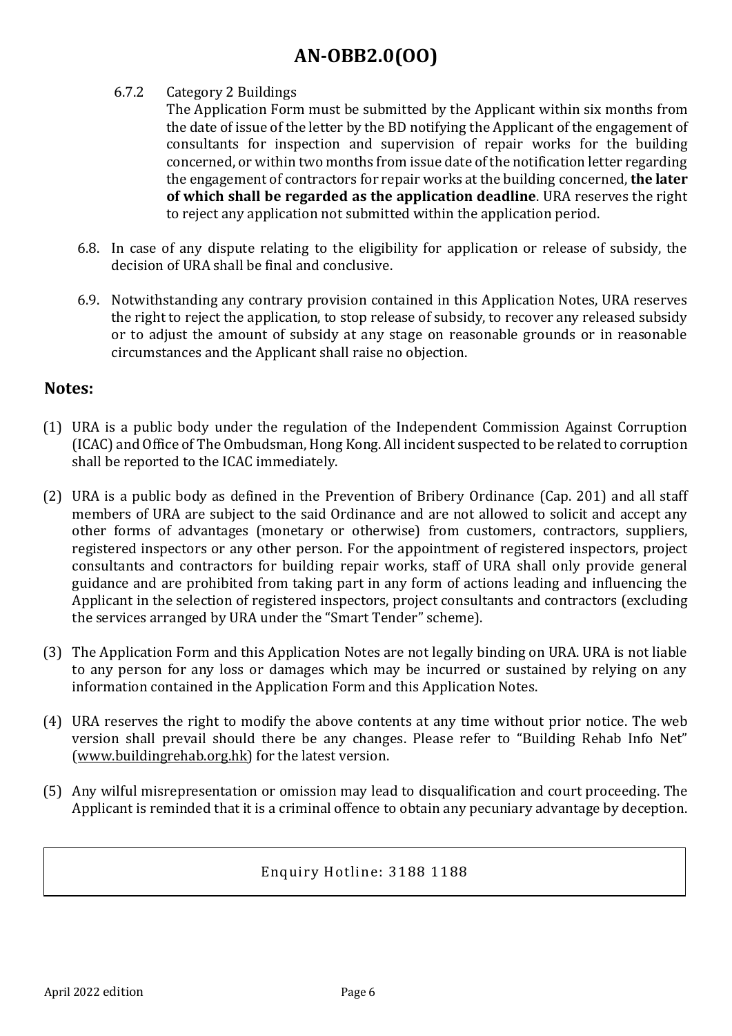6.7.2 Category 2 Buildings

The Application Form must be submitted by the Applicant within six months from the date of issue of the letter by the BD notifying the Applicant of the engagement of consultants for inspection and supervision of repair works for the building concerned, or within two months from issue date of the notification letter regarding the engagement of contractors for repair works at the building concerned, **the later of which shall be regarded as the application deadline**. URA reserves the right to reject any application not submitted within the application period.

6.8. In case of any dispute relating to the eligibility for application or release of subsidy, the decision of URA shall be final and conclusive.

6.9. Notwithstanding any contrary provision contained in this Application Notes, URA reserves the right to reject the application, to stop release of subsidy, to recover any released subsidy or to adjust the amount of subsidy at any stage on reasonable grounds or in reasonable circumstances and the Applicant shall raise no objection.

## Notes:

(1) URA is a public body under the regulation of the Independent Commission Against Corruption (ICAC) and Office of The Ombudsman, Hong Kong. All incident suspected to be related to corruption shall be reported to the ICAC immediately.

(2) URA is a public body as defined in the Prevention of Bribery Ordinance (Cap. 201) and all staff members of URA are subject to the said Ordinance and are not allowed to solicit and accept any other forms of advantages (monetary or otherwise) from customers, contractors, suppliers, registered inspectors or any other person. For the appointment of registered inspectors, project consultants and contractors for building repair works, staff of URA shall only provide general guidance and are prohibited from taking part in any form of actions leading and influencing the Applicant in the selection of registered inspectors, project consultants and contractors (excluding the services arranged by URA under the "Smart Tender" scheme).

(3) The Application Form and this Application Notes are not legally binding on URA. URA is not liable to any person for any loss or damages which may be incurred or sustained by relying on any information contained in the Application Form and this Application Notes.

(4) URA reserves the right to modify the above contents at any time without prior notice. The web version shall prevail should there be any changes. Please refer to "Building Rehab Info Net" (www.buildingrehab.org.hk) for the latest version.

(5) Any wilful misrepresentation or omission may lead to disqualification and court proceeding. The Applicant is reminded that it is a criminal offence to obtain any pecuniary advantage by deception.

Enquiry Hotline: 3188 1188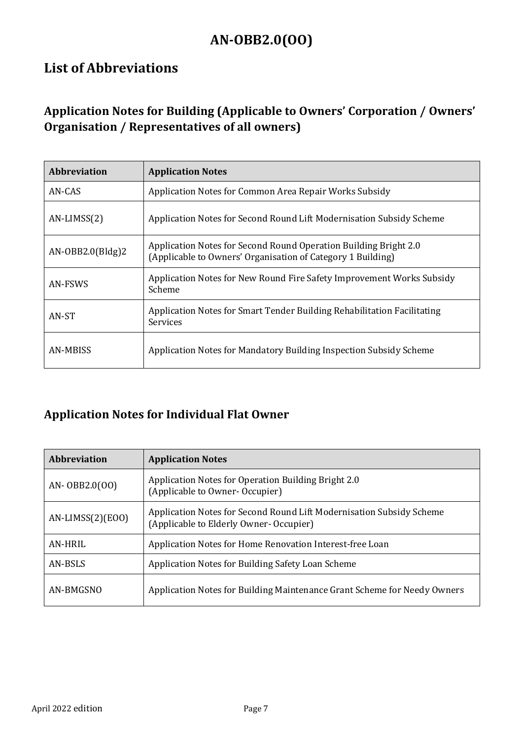## List of Abbreviations

### Application Notes for Building (Applicable to Owners' Corporation / Owners' Organisation / Representatives of all owners)

| Abbreviation | Application Notes |
|---|---|
| AN-CAS | Application Notes for Common Area Repair Works Subsidy |
| AN-LIMSS(2) | Application Notes for Second Round Lift Modernisation Subsidy Scheme |
| AN-OBB2.0(Bldg)2 | Application Notes for Second Round Operation Building Bright 2.0 (Applicable to Owners' Organisation of Category 1 Building) |
| AN-FSWS | Application Notes for New Round Fire Safety Improvement Works Subsidy Scheme |
| AN-ST | Application Notes for Smart Tender Building Rehabilitation Facilitating Services |
| AN-MBISS | Application Notes for Mandatory Building Inspection Subsidy Scheme |

### Application Notes for Individual Flat Owner

| Abbreviation | Application Notes |
|---|---|
| AN- OBB2.0(OO) | Application Notes for Operation Building Bright 2.0 (Applicable to Owner- Occupier) |
| AN-LIMSS(2)(EOO) | Application Notes for Second Round Lift Modernisation Subsidy Scheme (Applicable to Elderly Owner- Occupier) |
| AN-HRIL | Application Notes for Home Renovation Interest-free Loan |
| AN-BSLS | Application Notes for Building Safety Loan Scheme |
| AN-BMGSNO | Application Notes for Building Maintenance Grant Scheme for Needy Owners |